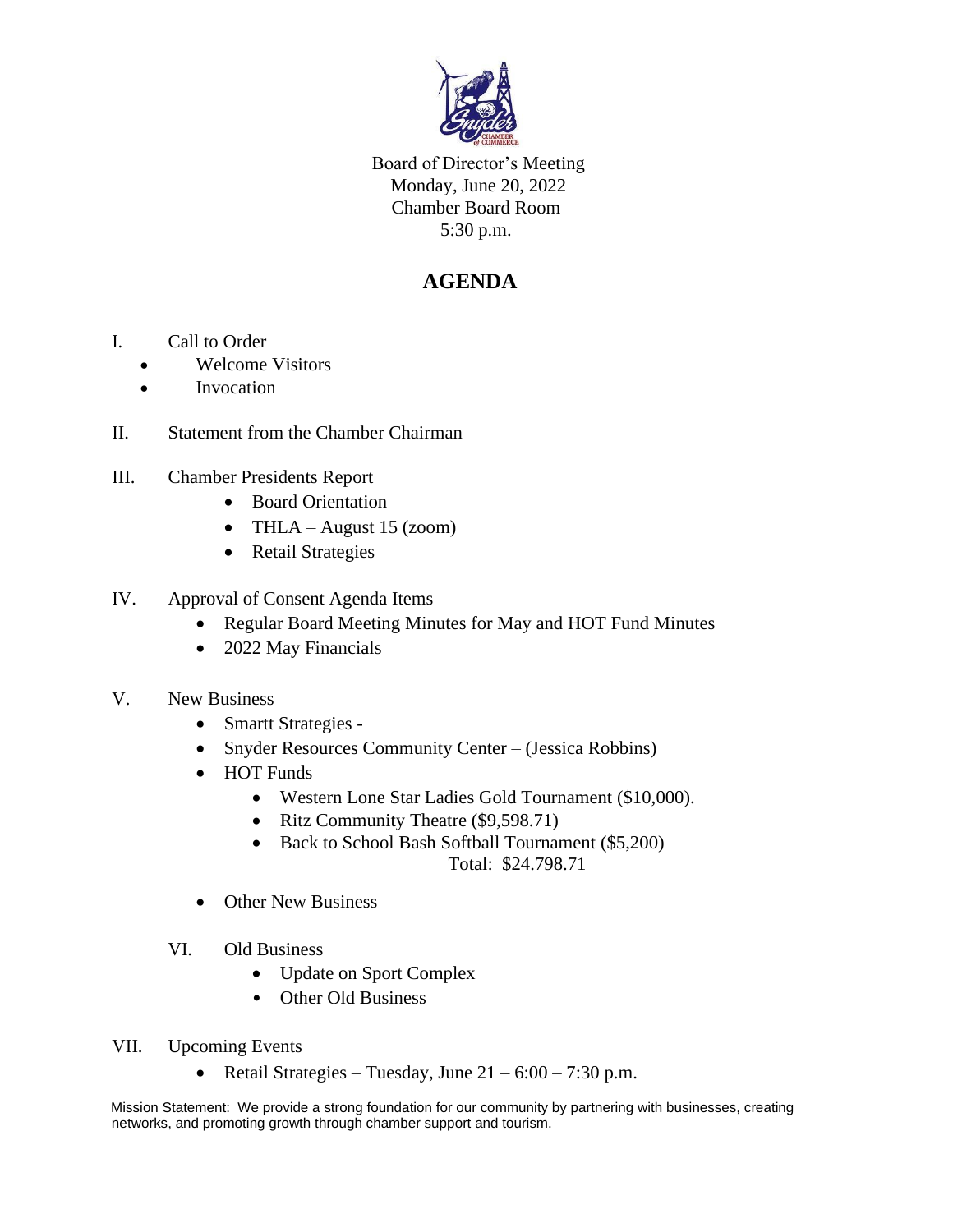Board of Director's Meeting
Monday, June 20, 2022
Chamber Board Room
5:30 p.m.

# AGENDA

I. Call to Order
- Welcome Visitors
- Invocation

II. Statement from the Chamber Chairman

III. Chamber Presidents Report
- Board Orientation
- THLA – August 15 (zoom)
- Retail Strategies

IV. Approval of Consent Agenda Items
- Regular Board Meeting Minutes for May and HOT Fund Minutes
- 2022 May Financials

V. New Business
- Smartt Strategies -
- Snyder Resources Community Center – (Jessica Robbins)
- HOT Funds
  - Western Lone Star Ladies Gold Tournament ($10,000).
  - Ritz Community Theatre ($9,598.71)
  - Back to School Bash Softball Tournament ($5,200)

    Total: $24.798.71
- Other New Business

VI. Old Business
- Update on Sport Complex
- Other Old Business

VII. Upcoming Events
- Retail Strategies – Tuesday, June 21 – 6:00 – 7:30 p.m.

Mission Statement: We provide a strong foundation for our community by partnering with businesses, creating networks, and promoting growth through chamber support and tourism.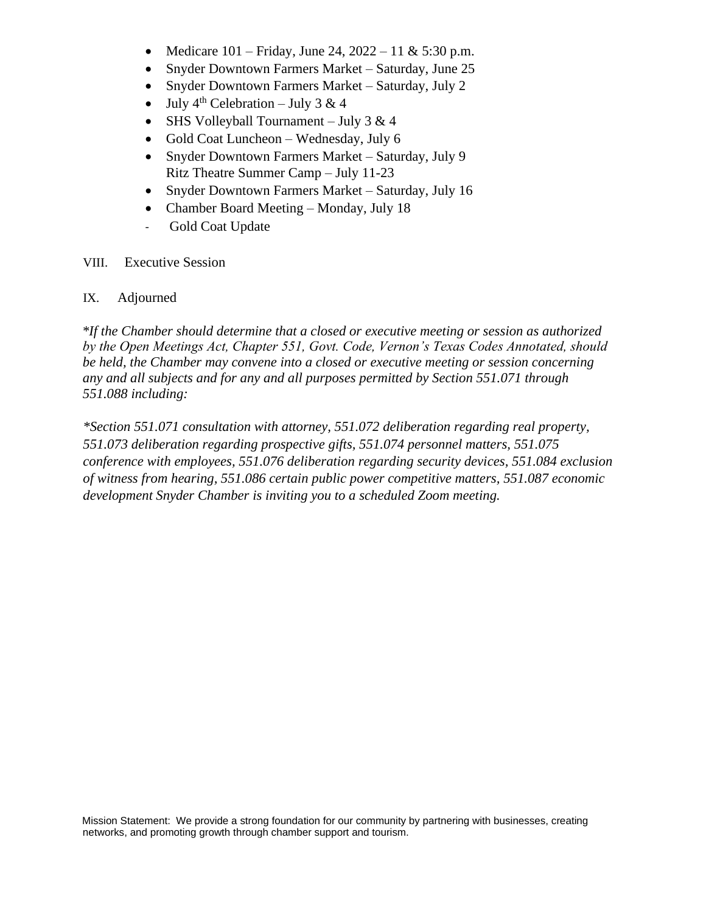- Medicare 101 – Friday, June 24, 2022 – 11 & 5:30 p.m.
- Snyder Downtown Farmers Market – Saturday, June 25
- Snyder Downtown Farmers Market – Saturday, July 2
- July 4th Celebration – July 3 & 4
- SHS Volleyball Tournament – July 3 & 4
- Gold Coat Luncheon – Wednesday, July 6
- Snyder Downtown Farmers Market – Saturday, July 9
  Ritz Theatre Summer Camp – July 11-23
- Snyder Downtown Farmers Market – Saturday, July 16
- Chamber Board Meeting – Monday, July 18

- Gold Coat Update

VIII. Executive Session

IX. Adjourned

*\*If the Chamber should determine that a closed or executive meeting or session as authorized by the Open Meetings Act, Chapter 551, Govt. Code, Vernon's Texas Codes Annotated, should be held, the Chamber may convene into a closed or executive meeting or session concerning any and all subjects and for any and all purposes permitted by Section 551.071 through 551.088 including:*

*\*Section 551.071 consultation with attorney, 551.072 deliberation regarding real property, 551.073 deliberation regarding prospective gifts, 551.074 personnel matters, 551.075 conference with employees, 551.076 deliberation regarding security devices, 551.084 exclusion of witness from hearing, 551.086 certain public power competitive matters, 551.087 economic development Snyder Chamber is inviting you to a scheduled Zoom meeting.*

Mission Statement: We provide a strong foundation for our community by partnering with businesses, creating networks, and promoting growth through chamber support and tourism.